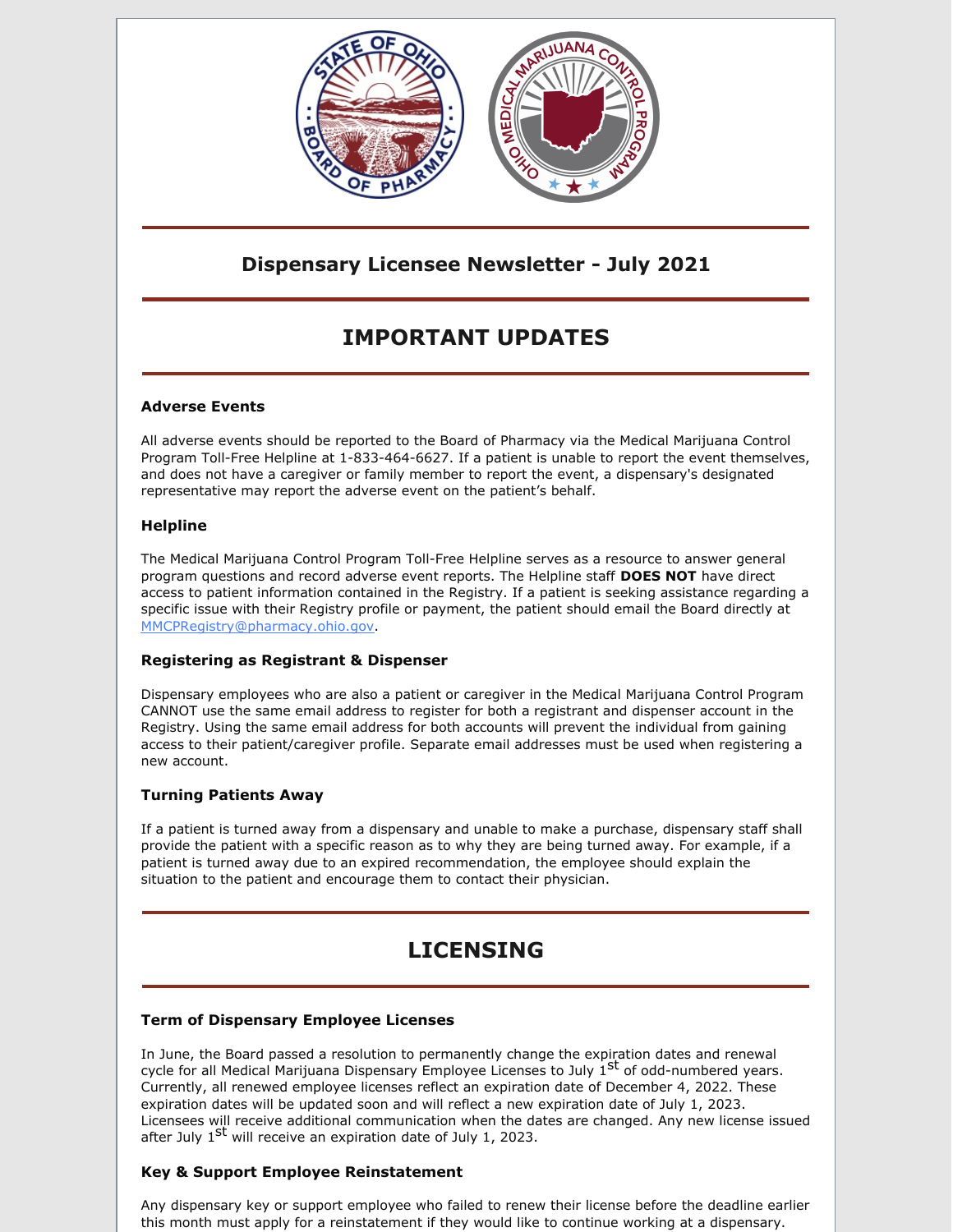# Dispensary Licensee Newsletter - July 2021

## IMPORTANT UPDATES

### Adverse Events

All adverse events should be reported to the Board of Pharmacy via the Medical Marijuana Control Program Toll-Free Helpline at 1-833-464-6627. If a patient is unable to report the event themselves, and does not have a caregiver or family member to report the event, a dispensary's designated representative may report the adverse event on the patient's behalf.

### Helpline

The Medical Marijuana Control Program Toll-Free Helpline serves as a resource to answer general program questions and record adverse event reports. The Helpline staff **DOES NOT** have direct access to patient information contained in the Registry. If a patient is seeking assistance regarding a specific issue with their Registry profile or payment, the patient should email the Board directly at MMCPRegistry@pharmacy.ohio.gov.

### Registering as Registrant & Dispenser

Dispensary employees who are also a patient or caregiver in the Medical Marijuana Control Program CANNOT use the same email address to register for both a registrant and dispenser account in the Registry. Using the same email address for both accounts will prevent the individual from gaining access to their patient/caregiver profile. Separate email addresses must be used when registering a new account.

### Turning Patients Away

If a patient is turned away from a dispensary and unable to make a purchase, dispensary staff shall provide the patient with a specific reason as to why they are being turned away. For example, if a patient is turned away due to an expired recommendation, the employee should explain the situation to the patient and encourage them to contact their physician.

## LICENSING

### Term of Dispensary Employee Licenses

In June, the Board passed a resolution to permanently change the expiration dates and renewal cycle for all Medical Marijuana Dispensary Employee Licenses to July 1st of odd-numbered years. Currently, all renewed employee licenses reflect an expiration date of December 4, 2022. These expiration dates will be updated soon and will reflect a new expiration date of July 1, 2023. Licensees will receive additional communication when the dates are changed. Any new license issued after July 1st will receive an expiration date of July 1, 2023.

### Key & Support Employee Reinstatement

Any dispensary key or support employee who failed to renew their license before the deadline earlier this month must apply for a reinstatement if they would like to continue working at a dispensary.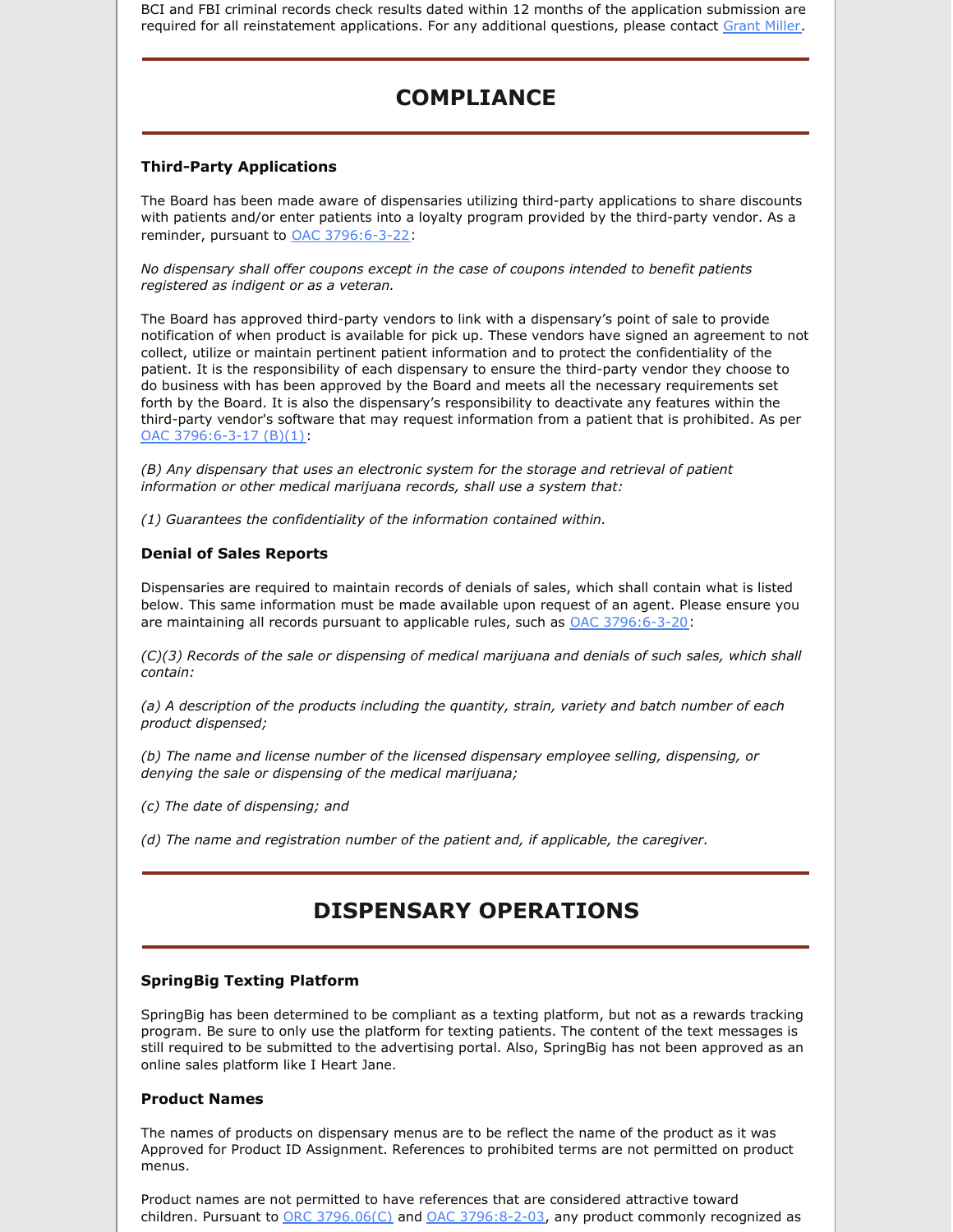BCI and FBI criminal records check results dated within 12 months of the application submission are required for all reinstatement applications. For any additional questions, please contact Grant Miller.

## COMPLIANCE

### Third-Party Applications

The Board has been made aware of dispensaries utilizing third-party applications to share discounts with patients and/or enter patients into a loyalty program provided by the third-party vendor. As a reminder, pursuant to OAC 3796:6-3-22:

*No dispensary shall offer coupons except in the case of coupons intended to benefit patients registered as indigent or as a veteran.*

The Board has approved third-party vendors to link with a dispensary's point of sale to provide notification of when product is available for pick up. These vendors have signed an agreement to not collect, utilize or maintain pertinent patient information and to protect the confidentiality of the patient. It is the responsibility of each dispensary to ensure the third-party vendor they choose to do business with has been approved by the Board and meets all the necessary requirements set forth by the Board. It is also the dispensary's responsibility to deactivate any features within the third-party vendor's software that may request information from a patient that is prohibited. As per OAC 3796:6-3-17 (B)(1):

*(B) Any dispensary that uses an electronic system for the storage and retrieval of patient information or other medical marijuana records, shall use a system that:*

*(1) Guarantees the confidentiality of the information contained within.*

### Denial of Sales Reports

Dispensaries are required to maintain records of denials of sales, which shall contain what is listed below. This same information must be made available upon request of an agent. Please ensure you are maintaining all records pursuant to applicable rules, such as OAC 3796:6-3-20:

*(C)(3) Records of the sale or dispensing of medical marijuana and denials of such sales, which shall contain:*

*(a) A description of the products including the quantity, strain, variety and batch number of each product dispensed;*

*(b) The name and license number of the licensed dispensary employee selling, dispensing, or denying the sale or dispensing of the medical marijuana;*

*(c) The date of dispensing; and*

*(d) The name and registration number of the patient and, if applicable, the caregiver.*

## DISPENSARY OPERATIONS

### SpringBig Texting Platform

SpringBig has been determined to be compliant as a texting platform, but not as a rewards tracking program. Be sure to only use the platform for texting patients. The content of the text messages is still required to be submitted to the advertising portal. Also, SpringBig has not been approved as an online sales platform like I Heart Jane.

### Product Names

The names of products on dispensary menus are to be reflect the name of the product as it was Approved for Product ID Assignment. References to prohibited terms are not permitted on product menus.

Product names are not permitted to have references that are considered attractive toward children. Pursuant to ORC 3796.06(C) and OAC 3796:8-2-03, any product commonly recognized as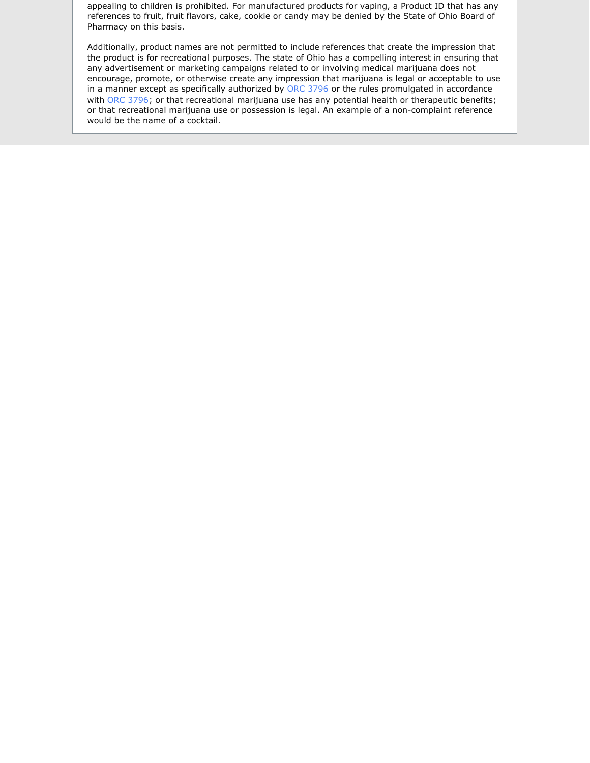appealing to children is prohibited. For manufactured products for vaping, a Product ID that has any references to fruit, fruit flavors, cake, cookie or candy may be denied by the State of Ohio Board of Pharmacy on this basis.

Additionally, product names are not permitted to include references that create the impression that the product is for recreational purposes. The state of Ohio has a compelling interest in ensuring that any advertisement or marketing campaigns related to or involving medical marijuana does not encourage, promote, or otherwise create any impression that marijuana is legal or acceptable to use in a manner except as specifically authorized by ORC 3796 or the rules promulgated in accordance with ORC 3796; or that recreational marijuana use has any potential health or therapeutic benefits; or that recreational marijuana use or possession is legal. An example of a non-complaint reference would be the name of a cocktail.